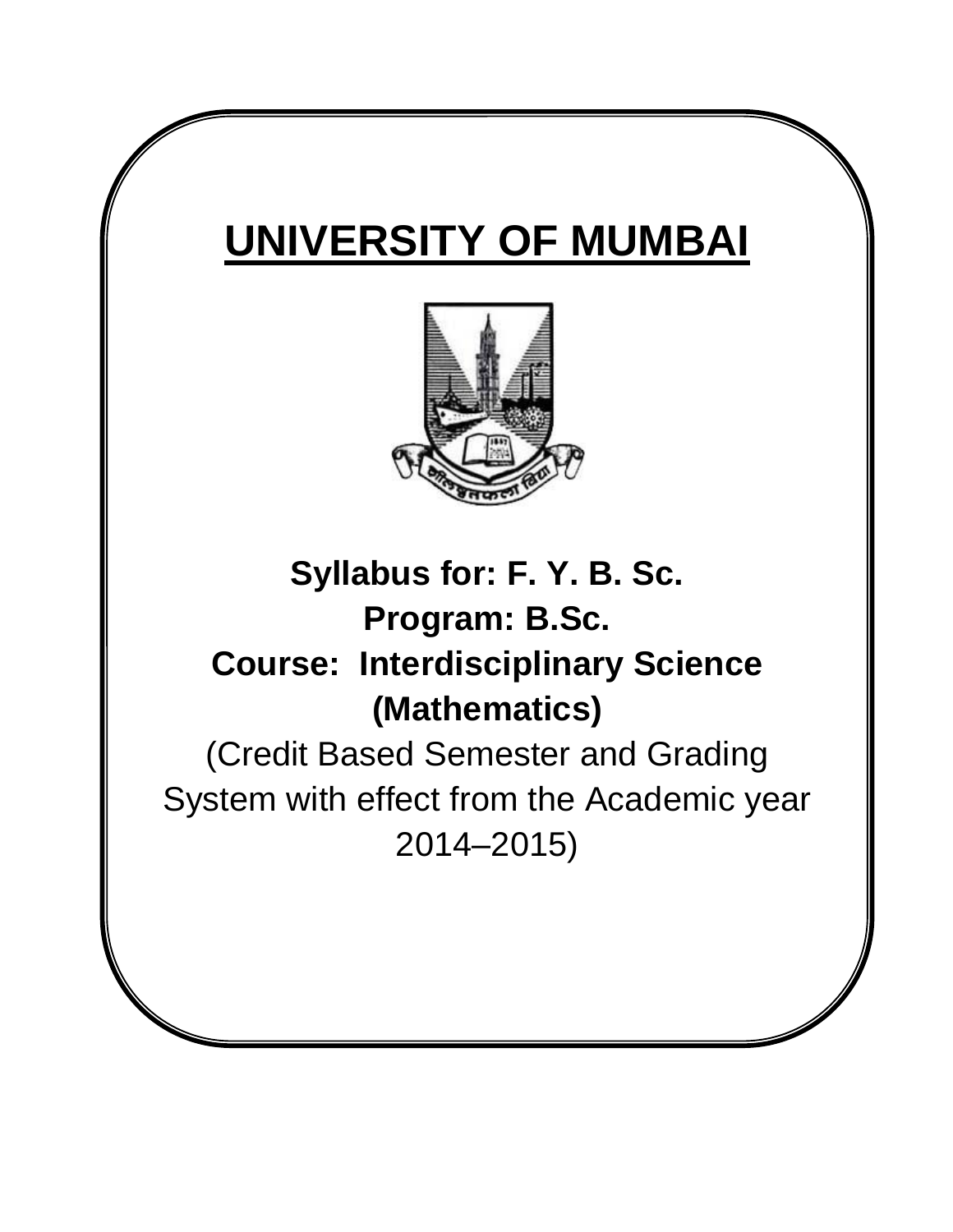# UNIVERSITY OF MUMBAI

**Syllabus for: F. Y. B. Sc.**

**Program: B.Sc.**

**Course: Interdisciplinary Science (Mathematics)**

(Credit Based Semester and Grading System with effect from the Academic year 2014–2015)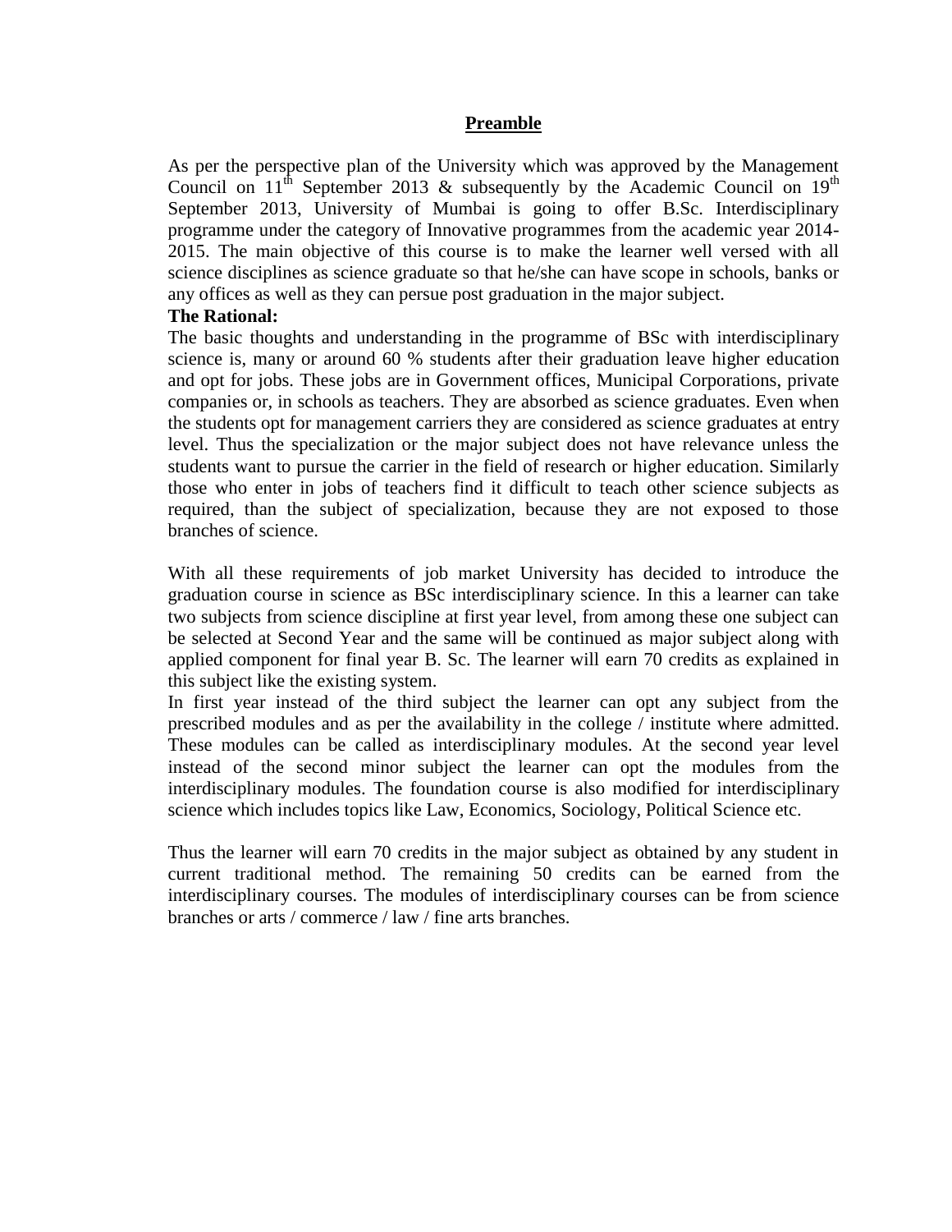## Preamble

As per the perspective plan of the University which was approved by the Management Council on $11^{th}$ September 2013 & subsequently by the Academic Council on $19^{th}$ September 2013, University of Mumbai is going to offer B.Sc. Interdisciplinary programme under the category of Innovative programmes from the academic year 2014-2015. The main objective of this course is to make the learner well versed with all science disciplines as science graduate so that he/she can have scope in schools, banks or any offices as well as they can persue post graduation in the major subject.

**The Rational:**

The basic thoughts and understanding in the programme of BSc with interdisciplinary science is, many or around 60 % students after their graduation leave higher education and opt for jobs. These jobs are in Government offices, Municipal Corporations, private companies or, in schools as teachers. They are absorbed as science graduates. Even when the students opt for management carriers they are considered as science graduates at entry level. Thus the specialization or the major subject does not have relevance unless the students want to pursue the carrier in the field of research or higher education. Similarly those who enter in jobs of teachers find it difficult to teach other science subjects as required, than the subject of specialization, because they are not exposed to those branches of science.

With all these requirements of job market University has decided to introduce the graduation course in science as BSc interdisciplinary science. In this a learner can take two subjects from science discipline at first year level, from among these one subject can be selected at Second Year and the same will be continued as major subject along with applied component for final year B. Sc. The learner will earn 70 credits as explained in this subject like the existing system.

In first year instead of the third subject the learner can opt any subject from the prescribed modules and as per the availability in the college / institute where admitted. These modules can be called as interdisciplinary modules. At the second year level instead of the second minor subject the learner can opt the modules from the interdisciplinary modules. The foundation course is also modified for interdisciplinary science which includes topics like Law, Economics, Sociology, Political Science etc.

Thus the learner will earn 70 credits in the major subject as obtained by any student in current traditional method. The remaining 50 credits can be earned from the interdisciplinary courses. The modules of interdisciplinary courses can be from science branches or arts / commerce / law / fine arts branches.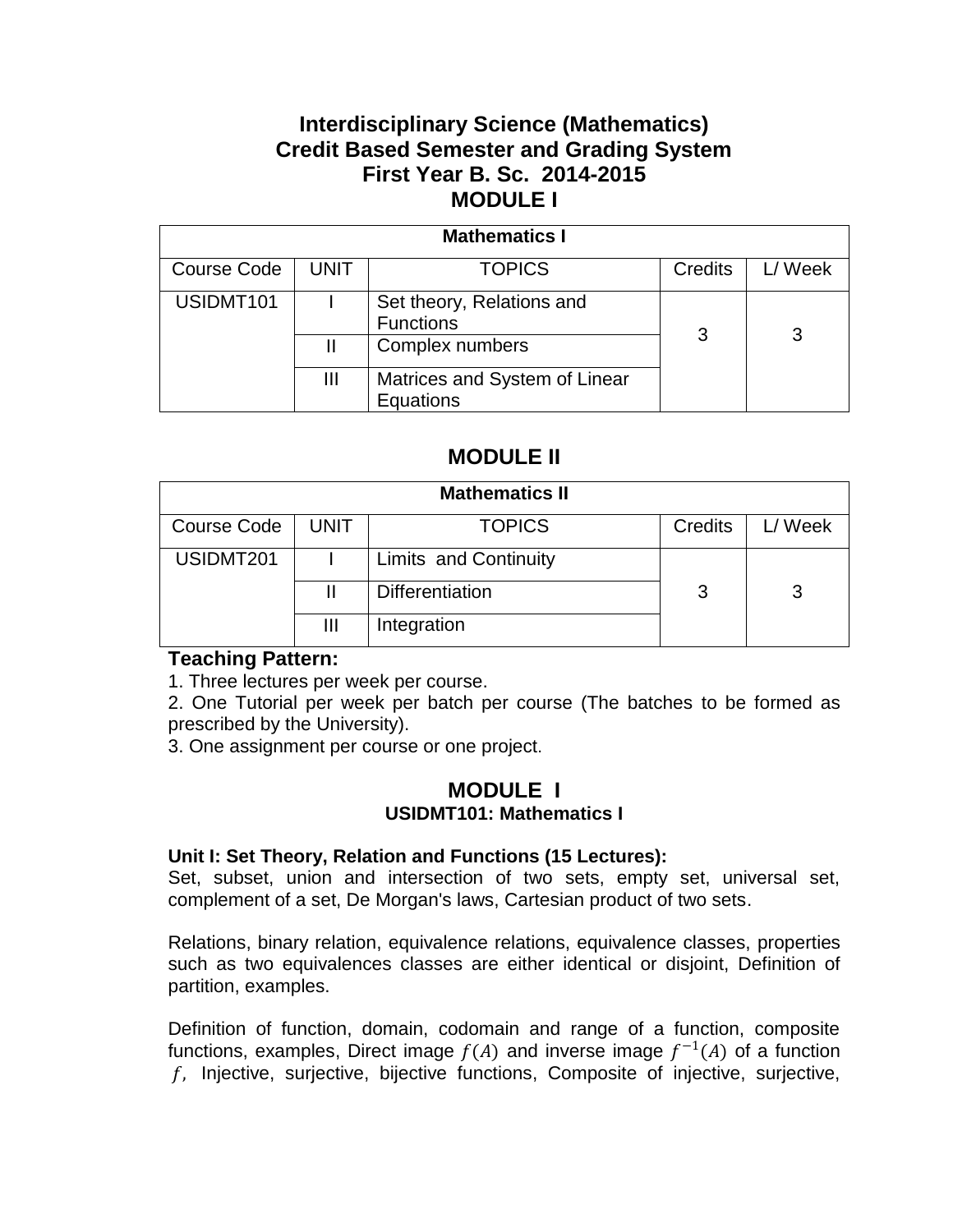# Interdisciplinary Science (Mathematics)
# Credit Based Semester and Grading System
# First Year B. Sc. 2014-2015
# MODULE I

| Mathematics I | | | | |
|---|---|---|---|---|
| Course Code | UNIT | TOPICS | Credits | L/ Week |
| USIDMT101 | I | Set theory, Relations and Functions | 3 | 3 |
| | II | Complex numbers | | |
| | III | Matrices and System of Linear Equations | | |

# MODULE II

| Mathematics II | | | | |
|---|---|---|---|---|
| Course Code | UNIT | TOPICS | Credits | L/ Week |
| USIDMT201 | I | Limits and Continuity | 3 | 3 |
| | II | Differentiation | | |
| | III | Integration | | |

**Teaching Pattern:**

1. Three lectures per week per course.
2. One Tutorial per week per batch per course (The batches to be formed as prescribed by the University).
3. One assignment per course or one project.

## MODULE I

### USIDMT101: Mathematics I

**Unit I: Set Theory, Relation and Functions (15 Lectures):**

Set, subset, union and intersection of two sets, empty set, universal set, complement of a set, De Morgan's laws, Cartesian product of two sets.

Relations, binary relation, equivalence relations, equivalence classes, properties such as two equivalences classes are either identical or disjoint, Definition of partition, examples.

Definition of function, domain, codomain and range of a function, composite functions, examples, Direct image $f(A)$ and inverse image $f^{-1}(A)$ of a function $f$, Injective, surjective, bijective functions, Composite of injective, surjective,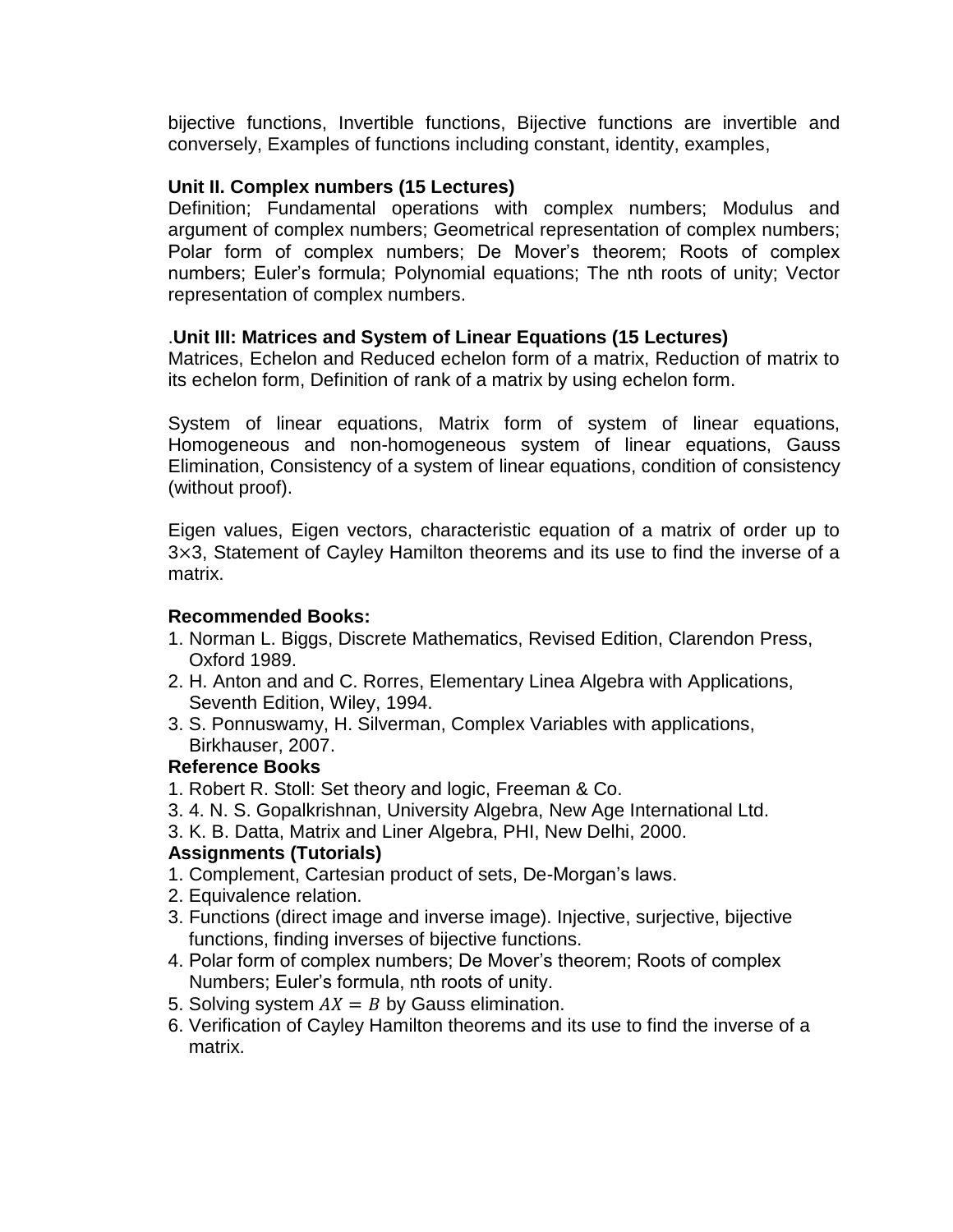bijective functions, Invertible functions, Bijective functions are invertible and conversely, Examples of functions including constant, identity, examples,

**Unit II. Complex numbers (15 Lectures)**

Definition; Fundamental operations with complex numbers; Modulus and argument of complex numbers; Geometrical representation of complex numbers; Polar form of complex numbers; De Mover's theorem; Roots of complex numbers; Euler's formula; Polynomial equations; The nth roots of unity; Vector representation of complex numbers.

.**Unit III: Matrices and System of Linear Equations (15 Lectures)**

Matrices, Echelon and Reduced echelon form of a matrix, Reduction of matrix to its echelon form, Definition of rank of a matrix by using echelon form.

System of linear equations, Matrix form of system of linear equations, Homogeneous and non-homogeneous system of linear equations, Gauss Elimination, Consistency of a system of linear equations, condition of consistency (without proof).

Eigen values, Eigen vectors, characteristic equation of a matrix of order up to $3 \times 3$, Statement of Cayley Hamilton theorems and its use to find the inverse of a matrix.

**Recommended Books:**

1. Norman L. Biggs, Discrete Mathematics, Revised Edition, Clarendon Press, Oxford 1989.
2. H. Anton and and C. Rorres, Elementary Linea Algebra with Applications, Seventh Edition, Wiley, 1994.
3. S. Ponnuswamy, H. Silverman, Complex Variables with applications, Birkhauser, 2007.

**Reference Books**

1. Robert R. Stoll: Set theory and logic, Freeman & Co.
3. 4. N. S. Gopalkrishnan, University Algebra, New Age International Ltd.
3. K. B. Datta, Matrix and Liner Algebra, PHI, New Delhi, 2000.

**Assignments (Tutorials)**

1. Complement, Cartesian product of sets, De-Morgan's laws.
2. Equivalence relation.
3. Functions (direct image and inverse image). Injective, surjective, bijective functions, finding inverses of bijective functions.
4. Polar form of complex numbers; De Mover's theorem; Roots of complex Numbers; Euler's formula, nth roots of unity.
5. Solving system $AX = B$ by Gauss elimination.
6. Verification of Cayley Hamilton theorems and its use to find the inverse of a matrix.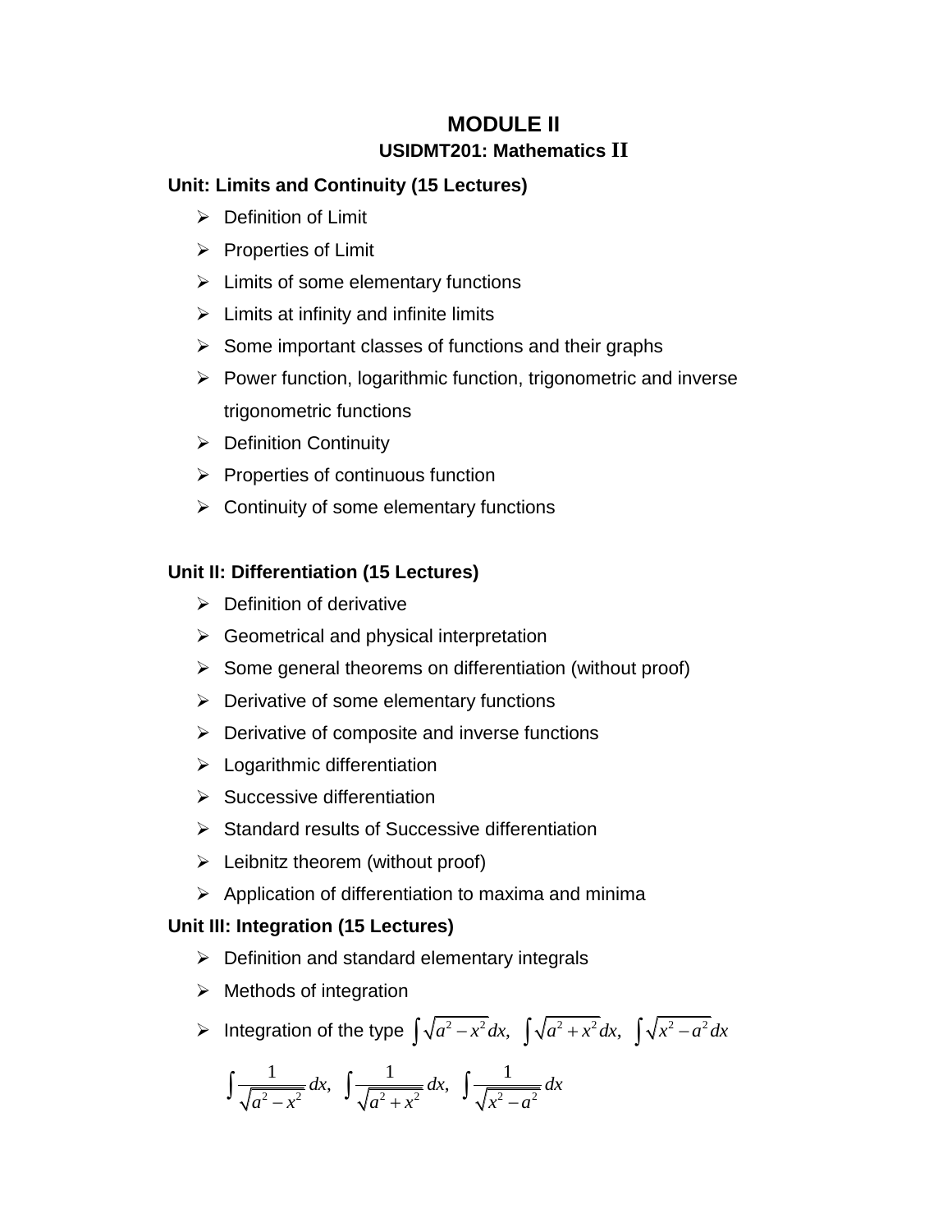# MODULE II

## USIDMT201: Mathematics II

**Unit: Limits and Continuity (15 Lectures)**

- Definition of Limit
- Properties of Limit
- Limits of some elementary functions
- Limits at infinity and infinite limits
- Some important classes of functions and their graphs
- Power function, logarithmic function, trigonometric and inverse trigonometric functions
- Definition Continuity
- Properties of continuous function
- Continuity of some elementary functions

**Unit II: Differentiation (15 Lectures)**

- Definition of derivative
- Geometrical and physical interpretation
- Some general theorems on differentiation (without proof)
- Derivative of some elementary functions
- Derivative of composite and inverse functions
- Logarithmic differentiation
- Successive differentiation
- Standard results of Successive differentiation
- Leibnitz theorem (without proof)
- Application of differentiation to maxima and minima

**Unit III: Integration (15 Lectures)**

- Definition and standard elementary integrals
- Methods of integration
- Integration of the type $\int \sqrt{a^2 - x^2}\,dx,\ \int \sqrt{a^2 + x^2}\,dx,\ \int \sqrt{x^2 - a^2}\,dx$

  $\int \frac{1}{\sqrt{a^2 - x^2}}\,dx,\ \int \frac{1}{\sqrt{a^2 + x^2}}\,dx,\ \int \frac{1}{\sqrt{x^2 - a^2}}\,dx$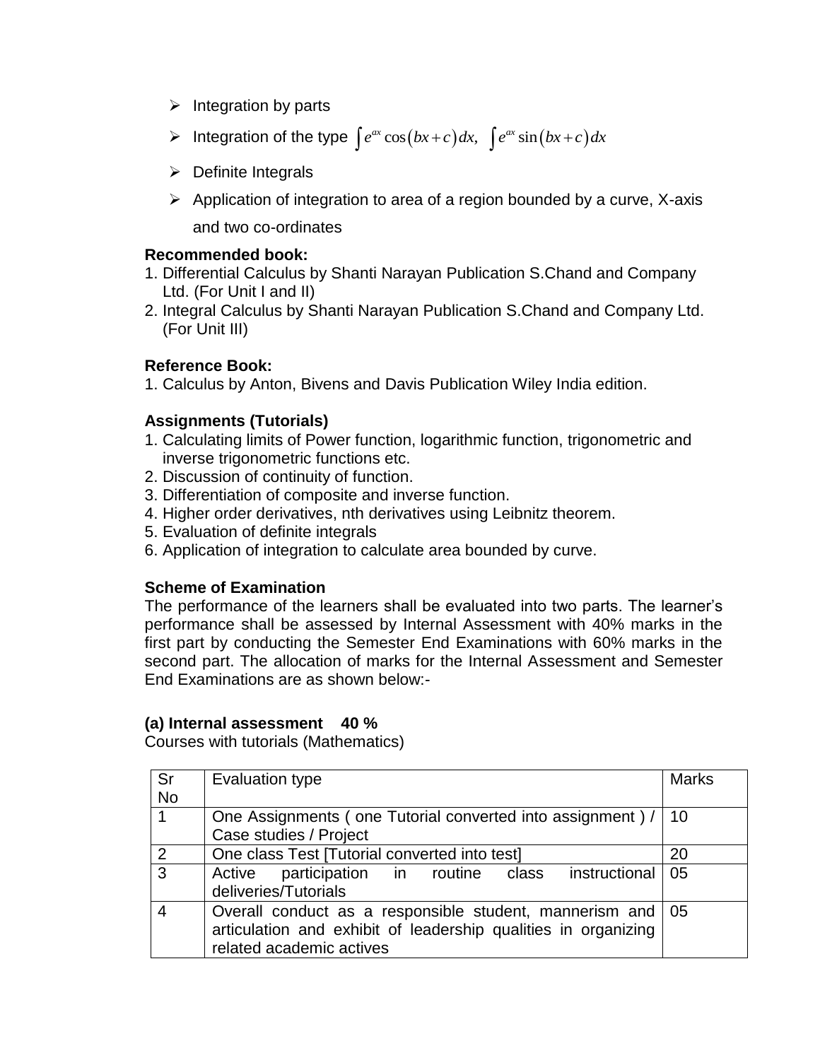- Integration by parts
- Integration of the type $\int e^{ax}\cos(bx+c)\,dx,\ \int e^{ax}\sin(bx+c)\,dx$
- Definite Integrals
- Application of integration to area of a region bounded by a curve, X-axis and two co-ordinates

**Recommended book:**

1. Differential Calculus by Shanti Narayan Publication S.Chand and Company Ltd. (For Unit I and II)
2. Integral Calculus by Shanti Narayan Publication S.Chand and Company Ltd. (For Unit III)

**Reference Book:**

1. Calculus by Anton, Bivens and Davis Publication Wiley India edition.

**Assignments (Tutorials)**

1. Calculating limits of Power function, logarithmic function, trigonometric and inverse trigonometric functions etc.
2. Discussion of continuity of function.
3. Differentiation of composite and inverse function.
4. Higher order derivatives, nth derivatives using Leibnitz theorem.
5. Evaluation of definite integrals
6. Application of integration to calculate area bounded by curve.

**Scheme of Examination**

The performance of the learners shall be evaluated into two parts. The learner's performance shall be assessed by Internal Assessment with 40% marks in the first part by conducting the Semester End Examinations with 60% marks in the second part. The allocation of marks for the Internal Assessment and Semester End Examinations are as shown below:-

**(a) Internal assessment 40 %**

Courses with tutorials (Mathematics)

| Sr No | Evaluation type | Marks |
|---|---|---|
| 1 | One Assignments ( one Tutorial converted into assignment ) / Case studies / Project | 10 |
| 2 | One class Test [Tutorial converted into test] | 20 |
| 3 | Active participation in routine class instructional deliveries/Tutorials | 05 |
| 4 | Overall conduct as a responsible student, mannerism and articulation and exhibit of leadership qualities in organizing related academic actives | 05 |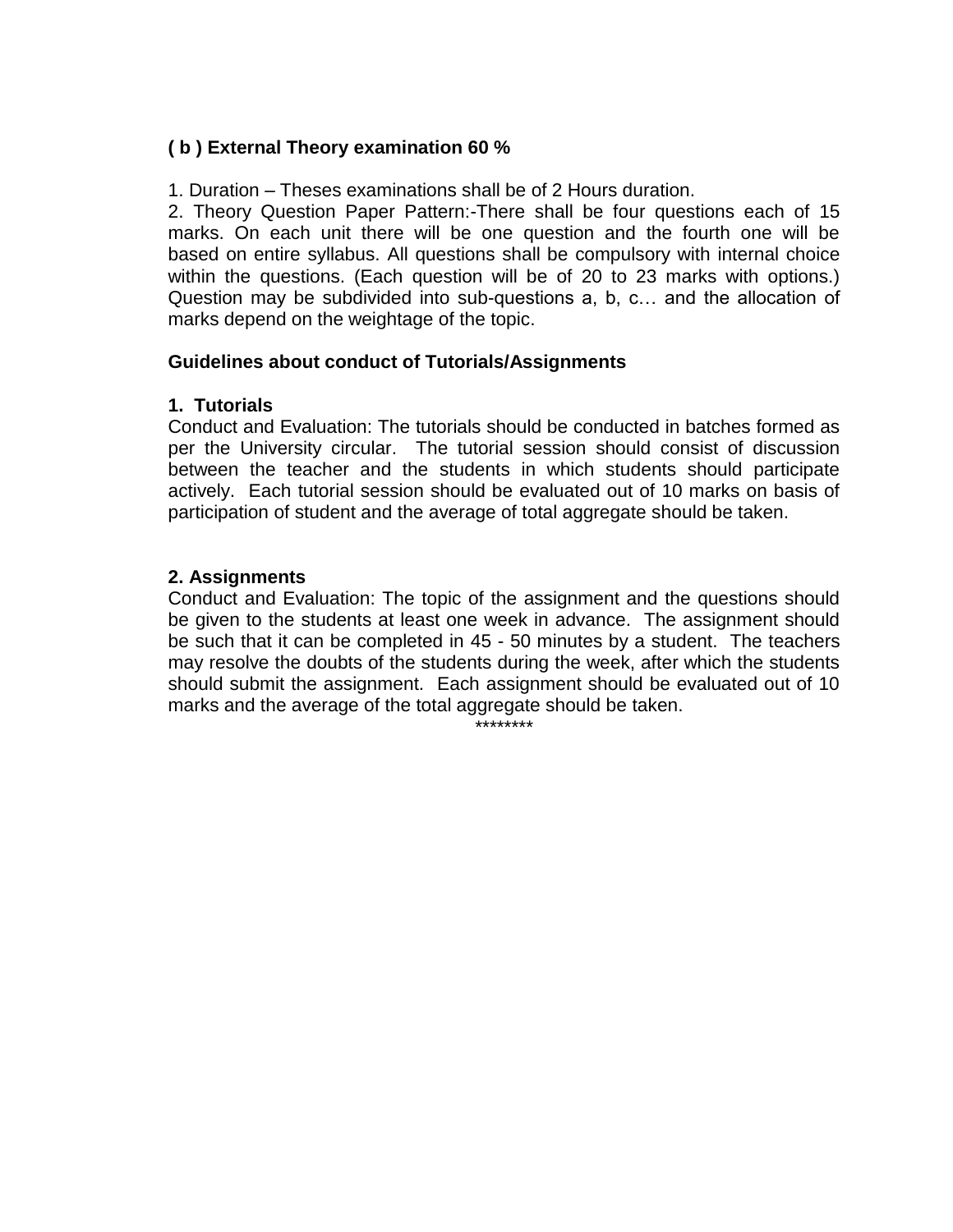**( b ) External Theory examination 60 %**

1. Duration – Theses examinations shall be of 2 Hours duration.
2. Theory Question Paper Pattern:-There shall be four questions each of 15 marks. On each unit there will be one question and the fourth one will be based on entire syllabus. All questions shall be compulsory with internal choice within the questions. (Each question will be of 20 to 23 marks with options.) Question may be subdivided into sub-questions a, b, c… and the allocation of marks depend on the weightage of the topic.

**Guidelines about conduct of Tutorials/Assignments**

**1. Tutorials**

Conduct and Evaluation: The tutorials should be conducted in batches formed as per the University circular. The tutorial session should consist of discussion between the teacher and the students in which students should participate actively. Each tutorial session should be evaluated out of 10 marks on basis of participation of student and the average of total aggregate should be taken.

**2. Assignments**

Conduct and Evaluation: The topic of the assignment and the questions should be given to the students at least one week in advance. The assignment should be such that it can be completed in 45 - 50 minutes by a student. The teachers may resolve the doubts of the students during the week, after which the students should submit the assignment. Each assignment should be evaluated out of 10 marks and the average of the total aggregate should be taken.

********